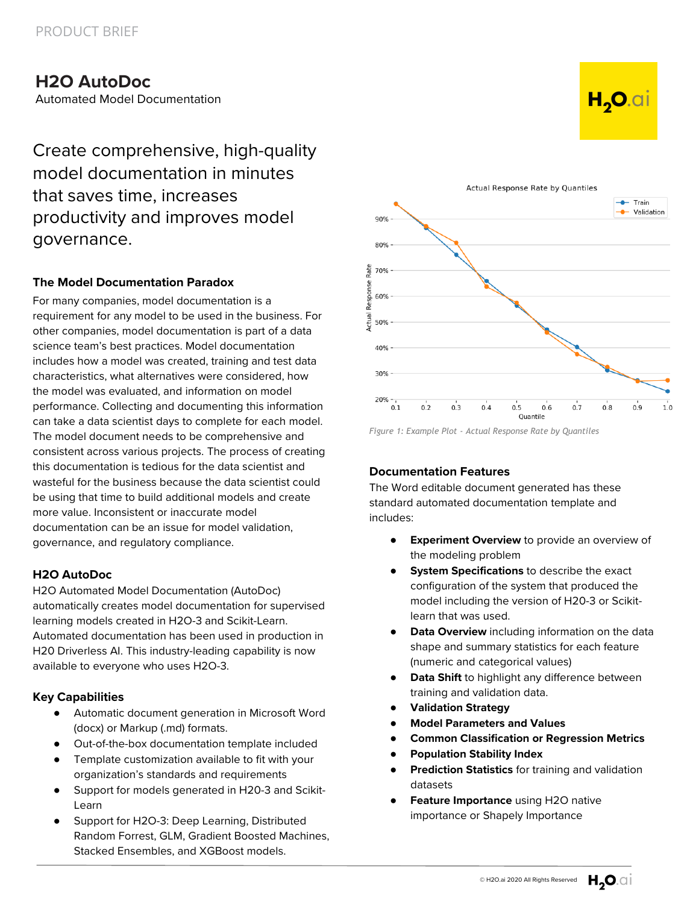PRODUCT BRIEF

# H2O AutoDoc

Automated Model Documentation

## Create comprehensive, high-quality model documentation in minutes that saves time, increases productivity and improves model governance.

### The Model Documentation Paradox

For many companies, model documentation is a requirement for any model to be used in the business. For other companies, model documentation is part of a data science team's best practices. Model documentation includes how a model was created, training and test data characteristics, what alternatives were considered, how the model was evaluated, and information on model performance. Collecting and documenting this information can take a data scientist days to complete for each model. The model document needs to be comprehensive and consistent across various projects. The process of creating this documentation is tedious for the data scientist and wasteful for the business because the data scientist could be using that time to build additional models and create more value. Inconsistent or inaccurate model documentation can be an issue for model validation, governance, and regulatory compliance.

### H2O AutoDoc

H2O Automated Model Documentation (AutoDoc) automatically creates model documentation for supervised learning models created in H2O-3 and Scikit-Learn. Automated documentation has been used in production in H20 Driverless AI. This industry-leading capability is now available to everyone who uses H2O-3.

### Key Capabilities

- Automatic document generation in Microsoft Word (docx) or Markup (.md) formats.
- Out-of-the-box documentation template included
- Template customization available to fit with your organization's standards and requirements
- Support for models generated in H20-3 and Scikit-Learn
- Support for H2O-3: Deep Learning, Distributed Random Forrest, GLM, Gradient Boosted Machines, Stacked Ensembles, and XGBoost models.

*Figure 1: Example Plot - Actual Response Rate by Quantiles*

### Documentation Features

The Word editable document generated has these standard automated documentation template and includes:

- **Experiment Overview** to provide an overview of the modeling problem
- **System Specifications** to describe the exact configuration of the system that produced the model including the version of H20-3 or Scikit-learn that was used.
- **Data Overview** including information on the data shape and summary statistics for each feature (numeric and categorical values)
- **Data Shift** to highlight any difference between training and validation data.
- **Validation Strategy**
- **Model Parameters and Values**
- **Common Classification or Regression Metrics**
- **Population Stability Index**
- **Prediction Statistics** for training and validation datasets
- **Feature Importance** using H2O native importance or Shapely Importance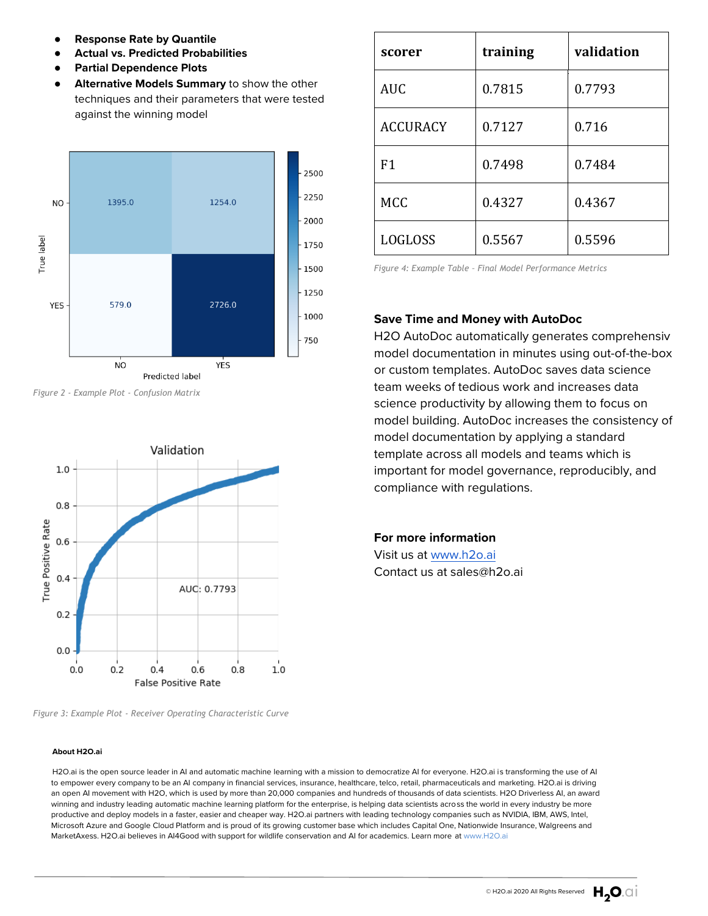- **Response Rate by Quantile**
- **Actual vs. Predicted Probabilities**
- **Partial Dependence Plots**
- **Alternative Models Summary** to show the other techniques and their parameters that were tested against the winning model

True label
NO
YES
1395.0
1254.0
579.0
2726.0
NO
YES
Predicted label
2500
2250
2000
1750
1500
1250
1000
750

*Figure 2 - Example Plot - Confusion Matrix*

Validation
1.0
0.8
0.6
0.4
0.2
0.0
True Positive Rate
AUC: 0.7793
0.0
0.2
0.4
0.6
0.8
1.0
False Positive Rate

*Figure 3: Example Plot - Receiver Operating Characteristic Curve*

| scorer | training | validation |
|---|---|---|
| AUC | 0.7815 | 0.7793 |
| ACCURACY | 0.7127 | 0.716 |
| F1 | 0.7498 | 0.7484 |
| MCC | 0.4327 | 0.4367 |
| LOGLOSS | 0.5567 | 0.5596 |

*Figure 4: Example Table - Final Model Performance Metrics*

### Save Time and Money with AutoDoc

H2O AutoDoc automatically generates comprehensiv model documentation in minutes using out-of-the-box or custom templates. AutoDoc saves data science team weeks of tedious work and increases data science productivity by allowing them to focus on model building. AutoDoc increases the consistency of model documentation by applying a standard template across all models and teams which is important for model governance, reproducibly, and compliance with regulations.

### For more information

Visit us at www.h2o.ai

Contact us at sales@h2o.ai

#### About H2O.ai

H2O.ai is the open source leader in AI and automatic machine learning with a mission to democratize AI for everyone. H2O.ai is transforming the use of AI to empower every company to be an AI company in financial services, insurance, healthcare, telco, retail, pharmaceuticals and marketing. H2O.ai is driving an open AI movement with H2O, which is used by more than 20,000 companies and hundreds of thousands of data scientists. H2O Driverless AI, an award winning and industry leading automatic machine learning platform for the enterprise, is helping data scientists across the world in every industry be more productive and deploy models in a faster, easier and cheaper way. H2O.ai partners with leading technology companies such as NVIDIA, IBM, AWS, Intel, Microsoft Azure and Google Cloud Platform and is proud of its growing customer base which includes Capital One, Nationwide Insurance, Walgreens and MarketAxess. H2O.ai believes in AI4Good with support for wildlife conservation and AI for academics. Learn more at www.H2O.ai

© H2O.ai 2020 All Rights Reserved